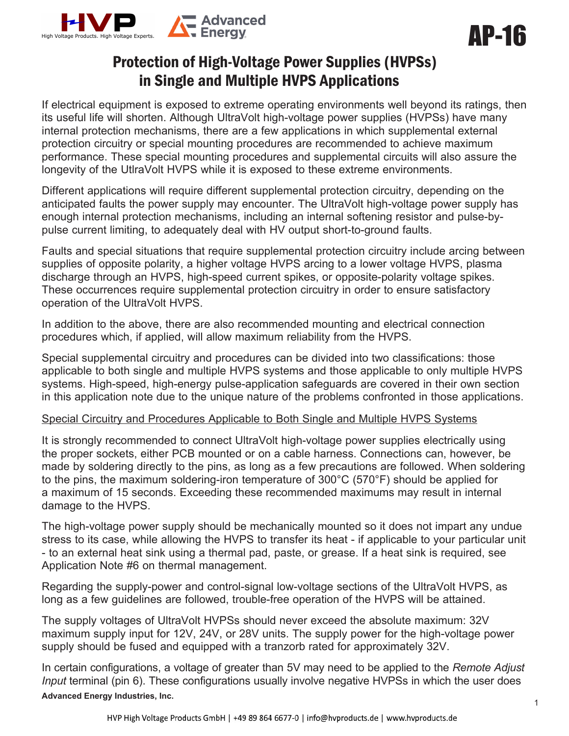AP-16

# Protection of High-Voltage Power Supplies (HVPSs) in Single and Multiple HVPS Applications

If electrical equipment is exposed to extreme operating environments well beyond its ratings, then its useful life will shorten. Although UltraVolt high-voltage power supplies (HVPSs) have many internal protection mechanisms, there are a few applications in which supplemental external protection circuitry or special mounting procedures are recommended to achieve maximum performance. These special mounting procedures and supplemental circuits will also assure the longevity of the UtlraVolt HVPS while it is exposed to these extreme environments.

Different applications will require different supplemental protection circuitry, depending on the anticipated faults the power supply may encounter. The UltraVolt high-voltage power supply has enough internal protection mechanisms, including an internal softening resistor and pulse-by-pulse current limiting, to adequately deal with HV output short-to-ground faults.

Faults and special situations that require supplemental protection circuitry include arcing between supplies of opposite polarity, a higher voltage HVPS arcing to a lower voltage HVPS, plasma discharge through an HVPS, high-speed current spikes, or opposite-polarity voltage spikes. These occurrences require supplemental protection circuitry in order to ensure satisfactory operation of the UltraVolt HVPS.

In addition to the above, there are also recommended mounting and electrical connection procedures which, if applied, will allow maximum reliability from the HVPS.

Special supplemental circuitry and procedures can be divided into two classifications: those applicable to both single and multiple HVPS systems and those applicable to only multiple HVPS systems. High-speed, high-energy pulse-application safeguards are covered in their own section in this application note due to the unique nature of the problems confronted in those applications.

## Special Circuitry and Procedures Applicable to Both Single and Multiple HVPS Systems

It is strongly recommended to connect UltraVolt high-voltage power supplies electrically using the proper sockets, either PCB mounted or on a cable harness. Connections can, however, be made by soldering directly to the pins, as long as a few precautions are followed. When soldering to the pins, the maximum soldering-iron temperature of 300°C (570°F) should be applied for a maximum of 15 seconds. Exceeding these recommended maximums may result in internal damage to the HVPS.

The high-voltage power supply should be mechanically mounted so it does not impart any undue stress to its case, while allowing the HVPS to transfer its heat - if applicable to your particular unit - to an external heat sink using a thermal pad, paste, or grease. If a heat sink is required, see Application Note #6 on thermal management.

Regarding the supply-power and control-signal low-voltage sections of the UltraVolt HVPS, as long as a few guidelines are followed, trouble-free operation of the HVPS will be attained.

The supply voltages of UltraVolt HVPSs should never exceed the absolute maximum: 32V maximum supply input for 12V, 24V, or 28V units. The supply power for the high-voltage power supply should be fused and equipped with a tranzorb rated for approximately 32V.

In certain configurations, a voltage of greater than 5V may need to be applied to the *Remote Adjust Input* terminal (pin 6). These configurations usually involve negative HVPSs in which the user does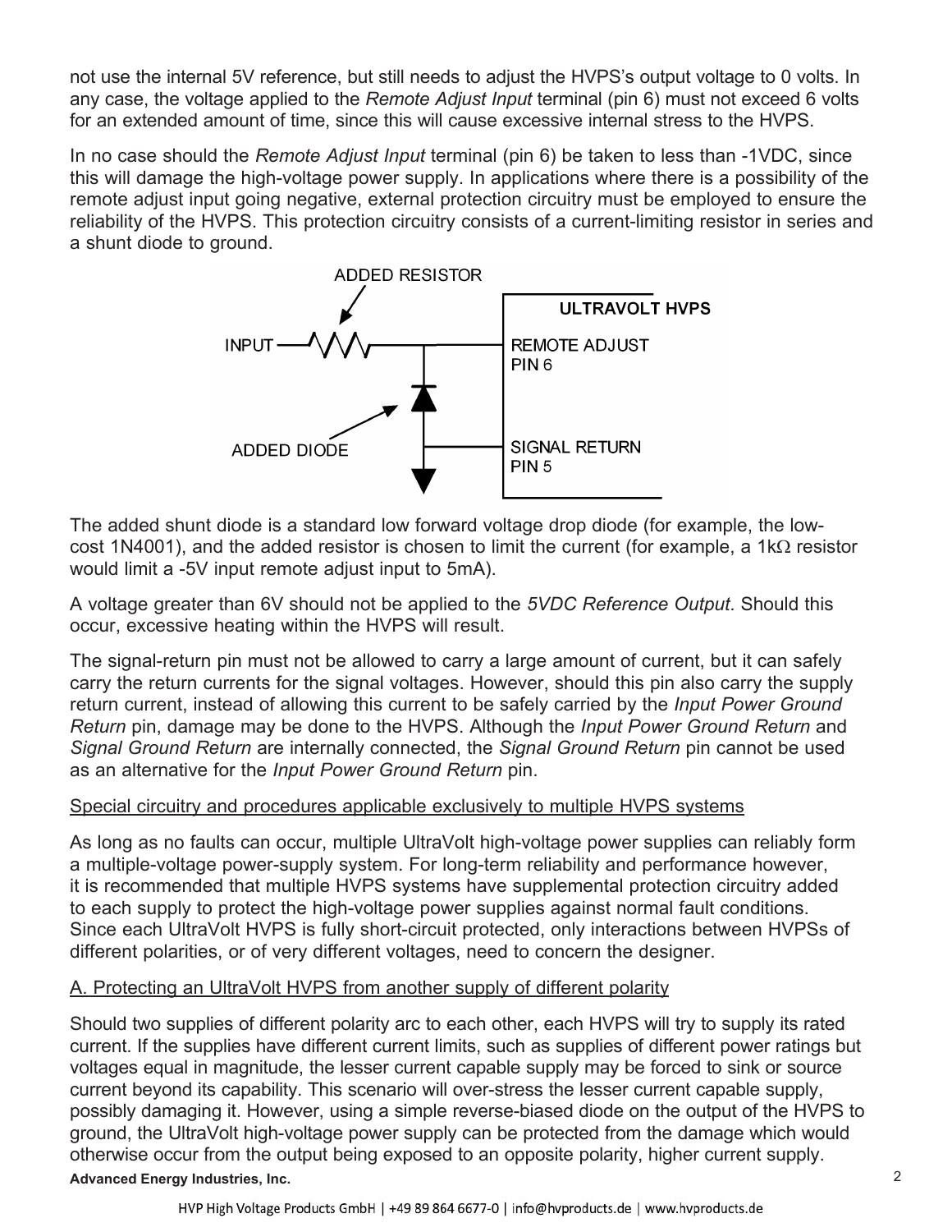not use the internal 5V reference, but still needs to adjust the HVPS's output voltage to 0 volts. In any case, the voltage applied to the *Remote Adjust Input* terminal (pin 6) must not exceed 6 volts for an extended amount of time, since this will cause excessive internal stress to the HVPS.

In no case should the *Remote Adjust Input* terminal (pin 6) be taken to less than -1VDC, since this will damage the high-voltage power supply. In applications where there is a possibility of the remote adjust input going negative, external protection circuitry must be employed to ensure the reliability of the HVPS. This protection circuitry consists of a current-limiting resistor in series and a shunt diode to ground.

The added shunt diode is a standard low forward voltage drop diode (for example, the low-cost 1N4001), and the added resistor is chosen to limit the current (for example, a 1kΩ resistor would limit a -5V input remote adjust input to 5mA).

A voltage greater than 6V should not be applied to the *5VDC Reference Output*. Should this occur, excessive heating within the HVPS will result.

The signal-return pin must not be allowed to carry a large amount of current, but it can safely carry the return currents for the signal voltages. However, should this pin also carry the supply return current, instead of allowing this current to be safely carried by the *Input Power Ground Return* pin, damage may be done to the HVPS. Although the *Input Power Ground Return* and *Signal Ground Return* are internally connected, the *Signal Ground Return* pin cannot be used as an alternative for the *Input Power Ground Return* pin.

Special circuitry and procedures applicable exclusively to multiple HVPS systems

As long as no faults can occur, multiple UltraVolt high-voltage power supplies can reliably form a multiple-voltage power-supply system. For long-term reliability and performance however, it is recommended that multiple HVPS systems have supplemental protection circuitry added to each supply to protect the high-voltage power supplies against normal fault conditions. Since each UltraVolt HVPS is fully short-circuit protected, only interactions between HVPSs of different polarities, or of very different voltages, need to concern the designer.

A. Protecting an UltraVolt HVPS from another supply of different polarity

Should two supplies of different polarity arc to each other, each HVPS will try to supply its rated current. If the supplies have different current limits, such as supplies of different power ratings but voltages equal in magnitude, the lesser current capable supply may be forced to sink or source current beyond its capability. This scenario will over-stress the lesser current capable supply, possibly damaging it. However, using a simple reverse-biased diode on the output of the HVPS to ground, the UltraVolt high-voltage power supply can be protected from the damage which would otherwise occur from the output being exposed to an opposite polarity, higher current supply.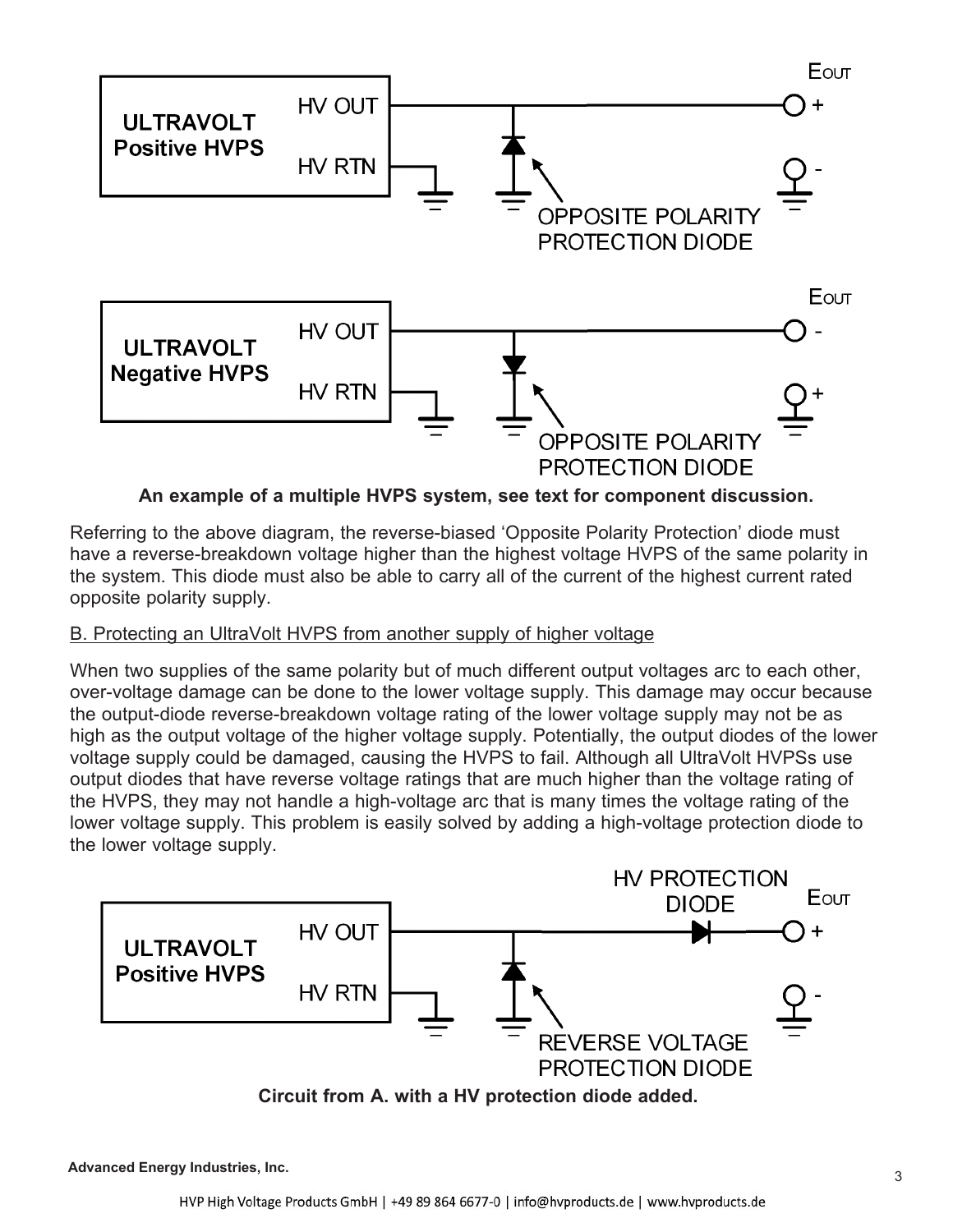An example of a multiple HVPS system, see text for component discussion.

Referring to the above diagram, the reverse-biased 'Opposite Polarity Protection' diode must have a reverse-breakdown voltage higher than the highest voltage HVPS of the same polarity in the system. This diode must also be able to carry all of the current of the highest current rated opposite polarity supply.

B. Protecting an UltraVolt HVPS from another supply of higher voltage

When two supplies of the same polarity but of much different output voltages arc to each other, over-voltage damage can be done to the lower voltage supply. This damage may occur because the output-diode reverse-breakdown voltage rating of the lower voltage supply may not be as high as the output voltage of the higher voltage supply. Potentially, the output diodes of the lower voltage supply could be damaged, causing the HVPS to fail. Although all UltraVolt HVPSs use output diodes that have reverse voltage ratings that are much higher than the voltage rating of the HVPS, they may not handle a high-voltage arc that is many times the voltage rating of the lower voltage supply. This problem is easily solved by adding a high-voltage protection diode to the lower voltage supply.

Circuit from A. with a HV protection diode added.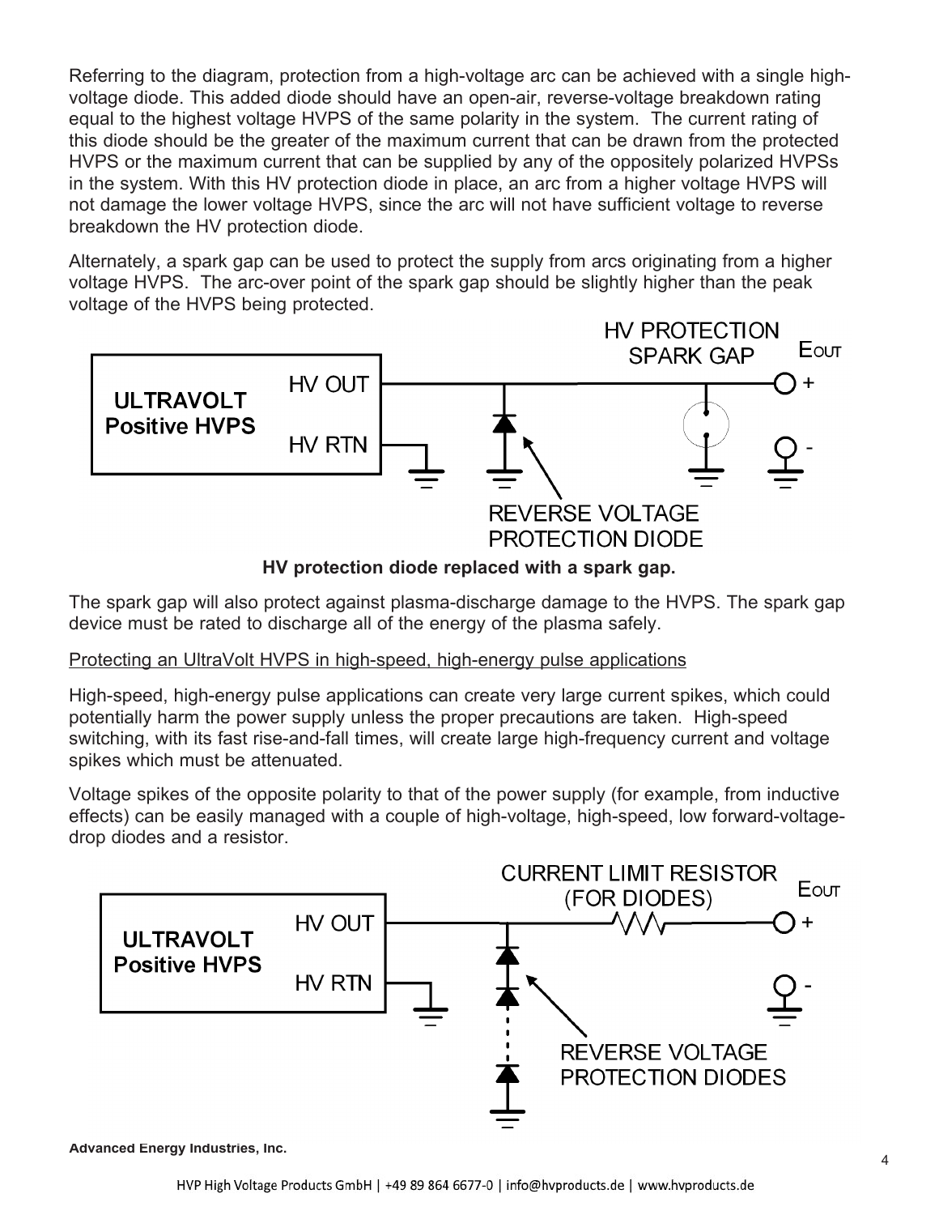Referring to the diagram, protection from a high-voltage arc can be achieved with a single high-voltage diode. This added diode should have an open-air, reverse-voltage breakdown rating equal to the highest voltage HVPS of the same polarity in the system. The current rating of this diode should be the greater of the maximum current that can be drawn from the protected HVPS or the maximum current that can be supplied by any of the oppositely polarized HVPSs in the system. With this HV protection diode in place, an arc from a higher voltage HVPS will not damage the lower voltage HVPS, since the arc will not have sufficient voltage to reverse breakdown the HV protection diode.

Alternately, a spark gap can be used to protect the supply from arcs originating from a higher voltage HVPS. The arc-over point of the spark gap should be slightly higher than the peak voltage of the HVPS being protected.

**HV protection diode replaced with a spark gap.**

The spark gap will also protect against plasma-discharge damage to the HVPS. The spark gap device must be rated to discharge all of the energy of the plasma safely.

Protecting an UltraVolt HVPS in high-speed, high-energy pulse applications

High-speed, high-energy pulse applications can create very large current spikes, which could potentially harm the power supply unless the proper precautions are taken. High-speed switching, with its fast rise-and-fall times, will create large high-frequency current and voltage spikes which must be attenuated.

Voltage spikes of the opposite polarity to that of the power supply (for example, from inductive effects) can be easily managed with a couple of high-voltage, high-speed, low forward-voltage-drop diodes and a resistor.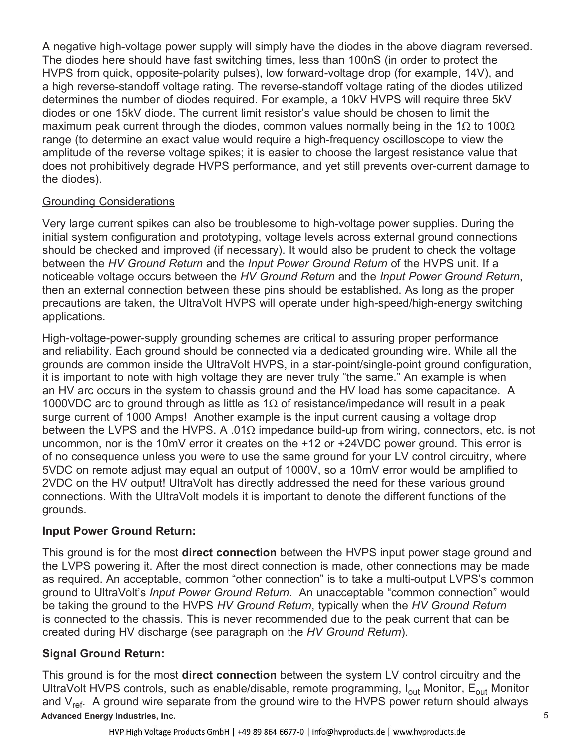A negative high-voltage power supply will simply have the diodes in the above diagram reversed. The diodes here should have fast switching times, less than 100nS (in order to protect the HVPS from quick, opposite-polarity pulses), low forward-voltage drop (for example, 14V), and a high reverse-standoff voltage rating. The reverse-standoff voltage rating of the diodes utilized determines the number of diodes required. For example, a 10kV HVPS will require three 5kV diodes or one 15kV diode. The current limit resistor's value should be chosen to limit the maximum peak current through the diodes, common values normally being in the 1Ω to 100Ω range (to determine an exact value would require a high-frequency oscilloscope to view the amplitude of the reverse voltage spikes; it is easier to choose the largest resistance value that does not prohibitively degrade HVPS performance, and yet still prevents over-current damage to the diodes).

<u>Grounding Considerations</u>

Very large current spikes can also be troublesome to high-voltage power supplies. During the initial system configuration and prototyping, voltage levels across external ground connections should be checked and improved (if necessary). It would also be prudent to check the voltage between the *HV Ground Return* and the *Input Power Ground Return* of the HVPS unit. If a noticeable voltage occurs between the *HV Ground Return* and the *Input Power Ground Return*, then an external connection between these pins should be established. As long as the proper precautions are taken, the UltraVolt HVPS will operate under high-speed/high-energy switching applications.

High-voltage-power-supply grounding schemes are critical to assuring proper performance and reliability. Each ground should be connected via a dedicated grounding wire. While all the grounds are common inside the UltraVolt HVPS, in a star-point/single-point ground configuration, it is important to note with high voltage they are never truly "the same." An example is when an HV arc occurs in the system to chassis ground and the HV load has some capacitance. A 1000VDC arc to ground through as little as 1Ω of resistance/impedance will result in a peak surge current of 1000 Amps! Another example is the input current causing a voltage drop between the LVPS and the HVPS. A .01Ω impedance build-up from wiring, connectors, etc. is not uncommon, nor is the 10mV error it creates on the +12 or +24VDC power ground. This error is of no consequence unless you were to use the same ground for your LV control circuitry, where 5VDC on remote adjust may equal an output of 1000V, so a 10mV error would be amplified to 2VDC on the HV output! UltraVolt has directly addressed the need for these various ground connections. With the UltraVolt models it is important to denote the different functions of the grounds.

**Input Power Ground Return:**

This ground is for the most **direct connection** between the HVPS input power stage ground and the LVPS powering it. After the most direct connection is made, other connections may be made as required. An acceptable, common "other connection" is to take a multi-output LVPS's common ground to UltraVolt's *Input Power Ground Return*. An unacceptable "common connection" would be taking the ground to the HVPS *HV Ground Return*, typically when the *HV Ground Return* is connected to the chassis. This is <u>never recommended</u> due to the peak current that can be created during HV discharge (see paragraph on the *HV Ground Return*).

**Signal Ground Return:**

This ground is for the most **direct connection** between the system LV control circuitry and the UltraVolt HVPS controls, such as enable/disable, remote programming, $I_{out}$ Monitor, $E_{out}$ Monitor and $V_{ref}$. A ground wire separate from the ground wire to the HVPS power return should always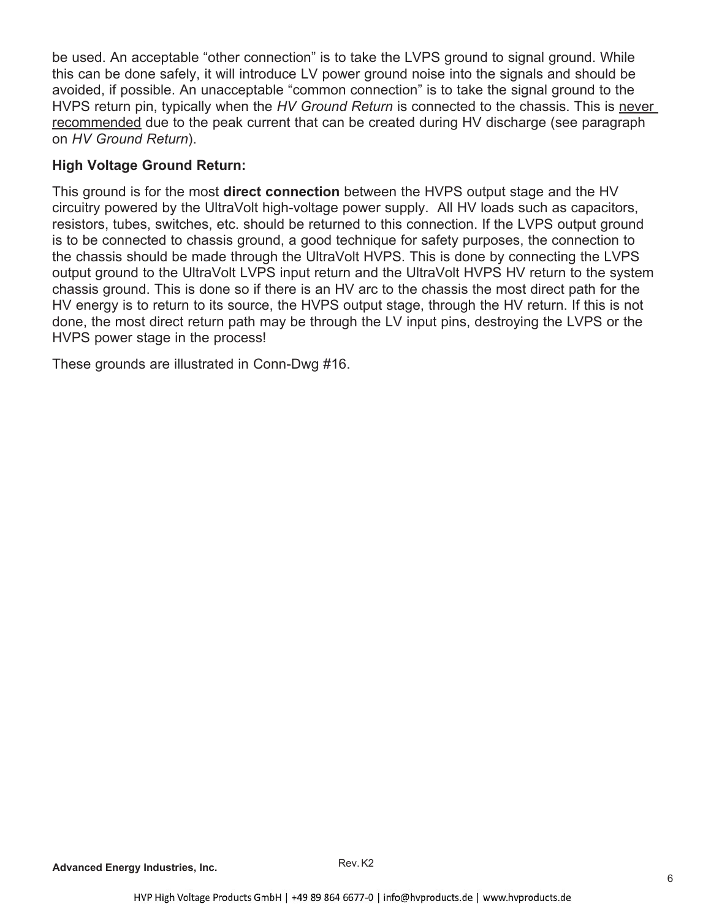be used. An acceptable “other connection” is to take the LVPS ground to signal ground. While this can be done safely, it will introduce LV power ground noise into the signals and should be avoided, if possible. An unacceptable “common connection” is to take the signal ground to the HVPS return pin, typically when the *HV Ground Return* is connected to the chassis. This is never recommended due to the peak current that can be created during HV discharge (see paragraph on *HV Ground Return*).

**High Voltage Ground Return:**

This ground is for the most **direct connection** between the HVPS output stage and the HV circuitry powered by the UltraVolt high-voltage power supply. All HV loads such as capacitors, resistors, tubes, switches, etc. should be returned to this connection. If the LVPS output ground is to be connected to chassis ground, a good technique for safety purposes, the connection to the chassis should be made through the UltraVolt HVPS. This is done by connecting the LVPS output ground to the UltraVolt LVPS input return and the UltraVolt HVPS HV return to the system chassis ground. This is done so if there is an HV arc to the chassis the most direct path for the HV energy is to return to its source, the HVPS output stage, through the HV return. If this is not done, the most direct return path may be through the LV input pins, destroying the LVPS or the HVPS power stage in the process!

These grounds are illustrated in Conn-Dwg #16.